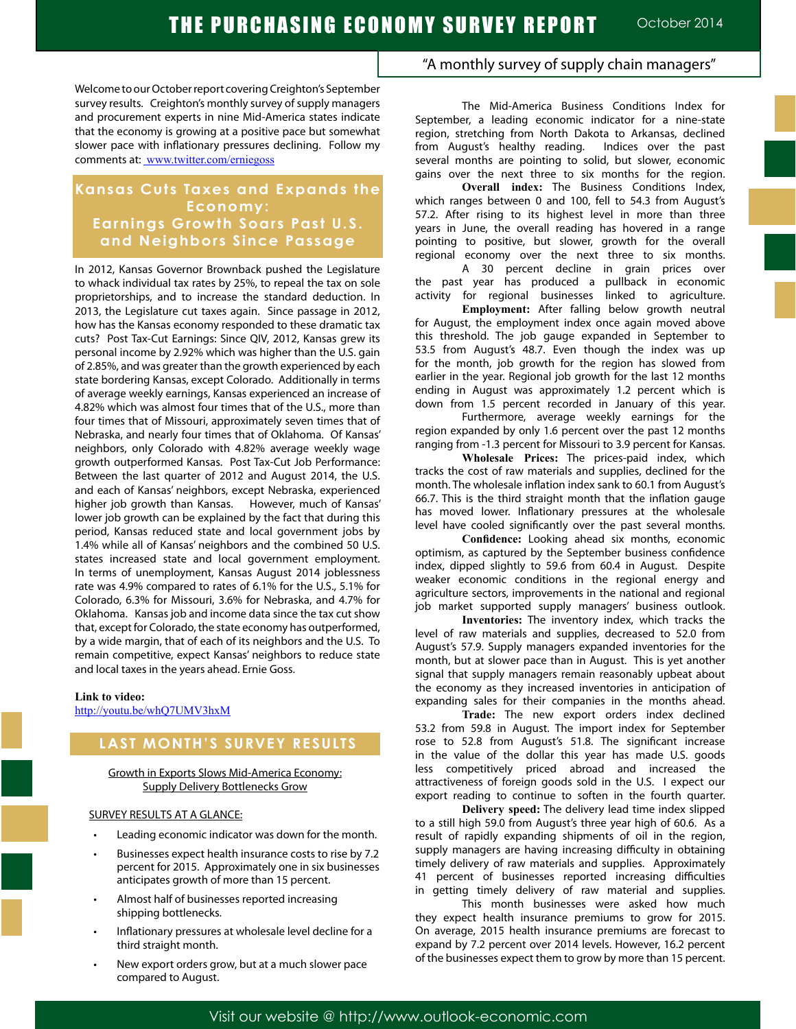# THE PURCHASING ECONOMY SURVEY REPORT

October 2014

"A monthly survey of supply chain managers"

Welcome to our October report covering Creighton's September survey results. Creighton's monthly survey of supply managers and procurement experts in nine Mid-America states indicate that the economy is growing at a positive pace but somewhat slower pace with inflationary pressures declining. Follow my comments at: www.twitter.com/erniegoss

## Kansas Cuts Taxes and Expands the Economy: Earnings Growth Soars Past U.S. and Neighbors Since Passage

In 2012, Kansas Governor Brownback pushed the Legislature to whack individual tax rates by 25%, to repeal the tax on sole proprietorships, and to increase the standard deduction. In 2013, the Legislature cut taxes again. Since passage in 2012, how has the Kansas economy responded to these dramatic tax cuts? Post Tax-Cut Earnings: Since QIV, 2012, Kansas grew its personal income by 2.92% which was higher than the U.S. gain of 2.85%, and was greater than the growth experienced by each state bordering Kansas, except Colorado. Additionally in terms of average weekly earnings, Kansas experienced an increase of 4.82% which was almost four times that of the U.S., more than four times that of Missouri, approximately seven times that of Nebraska, and nearly four times that of Oklahoma. Of Kansas' neighbors, only Colorado with 4.82% average weekly wage growth outperformed Kansas. Post Tax-Cut Job Performance: Between the last quarter of 2012 and August 2014, the U.S. and each of Kansas' neighbors, except Nebraska, experienced higher job growth than Kansas. However, much of Kansas' lower job growth can be explained by the fact that during this period, Kansas reduced state and local government jobs by 1.4% while all of Kansas' neighbors and the combined 50 U.S. states increased state and local government employment. In terms of unemployment, Kansas August 2014 joblessness rate was 4.9% compared to rates of 6.1% for the U.S., 5.1% for Colorado, 6.3% for Missouri, 3.6% for Nebraska, and 4.7% for Oklahoma. Kansas job and income data since the tax cut show that, except for Colorado, the state economy has outperformed, by a wide margin, that of each of its neighbors and the U.S. To remain competitive, expect Kansas' neighbors to reduce state and local taxes in the years ahead. Ernie Goss.

**Link to video:**
http://youtu.be/whQ7UMV3hxM

## LAST MONTH'S SURVEY RESULTS

Growth in Exports Slows Mid-America Economy:
Supply Delivery Bottlenecks Grow

SURVEY RESULTS AT A GLANCE:

- Leading economic indicator was down for the month.
- Businesses expect health insurance costs to rise by 7.2 percent for 2015. Approximately one in six businesses anticipates growth of more than 15 percent.
- Almost half of businesses reported increasing shipping bottlenecks.
- Inflationary pressures at wholesale level decline for a third straight month.
- New export orders grow, but at a much slower pace compared to August.

The Mid-America Business Conditions Index for September, a leading economic indicator for a nine-state region, stretching from North Dakota to Arkansas, declined from August's healthy reading. Indices over the past several months are pointing to solid, but slower, economic gains over the next three to six months for the region.

**Overall index:** The Business Conditions Index, which ranges between 0 and 100, fell to 54.3 from August's 57.2. After rising to its highest level in more than three years in June, the overall reading has hovered in a range pointing to positive, but slower, growth for the overall regional economy over the next three to six months.

A 30 percent decline in grain prices over the past year has produced a pullback in economic activity for regional businesses linked to agriculture.

**Employment:** After falling below growth neutral for August, the employment index once again moved above this threshold. The job gauge expanded in September to 53.5 from August's 48.7. Even though the index was up for the month, job growth for the region has slowed from earlier in the year. Regional job growth for the last 12 months ending in August was approximately 1.2 percent which is down from 1.5 percent recorded in January of this year.

Furthermore, average weekly earnings for the region expanded by only 1.6 percent over the past 12 months ranging from -1.3 percent for Missouri to 3.9 percent for Kansas.

**Wholesale Prices:** The prices-paid index, which tracks the cost of raw materials and supplies, declined for the month. The wholesale inflation index sank to 60.1 from August's 66.7. This is the third straight month that the inflation gauge has moved lower. Inflationary pressures at the wholesale level have cooled significantly over the past several months.

**Confidence:** Looking ahead six months, economic optimism, as captured by the September business confidence index, dipped slightly to 59.6 from 60.4 in August. Despite weaker economic conditions in the regional energy and agriculture sectors, improvements in the national and regional job market supported supply managers' business outlook.

**Inventories:** The inventory index, which tracks the level of raw materials and supplies, decreased to 52.0 from August's 57.9. Supply managers expanded inventories for the month, but at slower pace than in August. This is yet another signal that supply managers remain reasonably upbeat about the economy as they increased inventories in anticipation of expanding sales for their companies in the months ahead.

**Trade:** The new export orders index declined to 53.2 from 59.8 in August. The import index for September rose to 52.8 from August's 51.8. The significant increase in the value of the dollar this year has made U.S. goods less competitively priced abroad and increased the attractiveness of foreign goods sold in the U.S. I expect our export reading to continue to soften in the fourth quarter.

**Delivery speed:** The delivery lead time index slipped to a still high 59.0 from August's three year high of 60.6. As a result of rapidly expanding shipments of oil in the region, supply managers are having increasing difficulty in obtaining timely delivery of raw materials and supplies. Approximately 41 percent of businesses reported increasing difficulties in getting timely delivery of raw material and supplies.

This month businesses were asked how much they expect health insurance premiums to grow for 2015. On average, 2015 health insurance premiums are forecast to expand by 7.2 percent over 2014 levels. However, 16.2 percent of the businesses expect them to grow by more than 15 percent.

Visit our website @ http://www.outlook-economic.com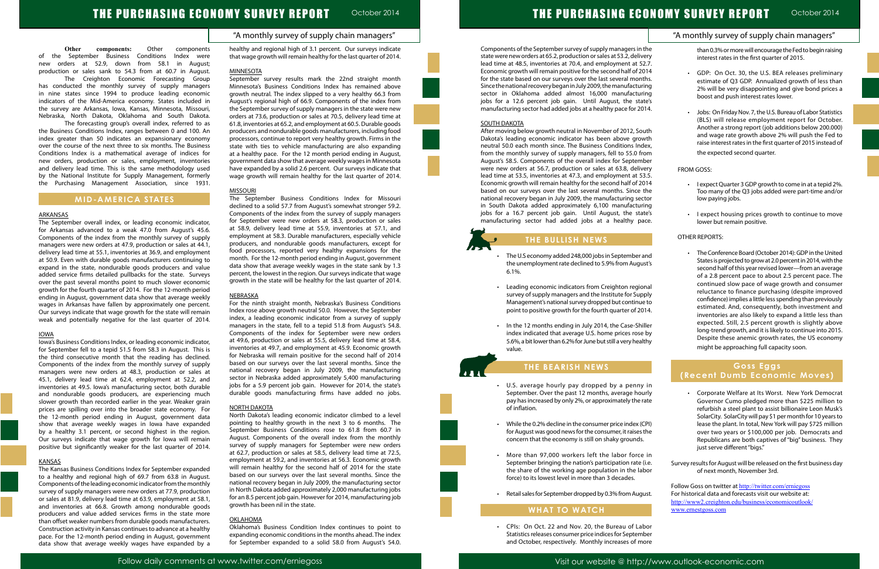# THE PURCHASING ECONOMY SURVEY REPORT

October 2014

"A monthly survey of supply chain managers"

**Other components:** Other components of the September Business Conditions Index were new orders at 52.9, down from 58.1 in August; production or sales sank to 54.3 from at 60.7 in August.

The Creighton Economic Forecasting Group has conducted the monthly survey of supply managers in nine states since 1994 to produce leading economic indicators of the Mid-America economy. States included in the survey are Arkansas, Iowa, Kansas, Minnesota, Missouri, Nebraska, North Dakota, Oklahoma and South Dakota.

The forecasting group's overall index, referred to as the Business Conditions Index, ranges between 0 and 100. An index greater than 50 indicates an expansionary economy over the course of the next three to six months. The Business Conditions Index is a mathematical average of indices for new orders, production or sales, employment, inventories and delivery lead time. This is the same methodology used by the National Institute for Supply Management, formerly the Purchasing Management Association, since 1931.

## MID-AMERICA STATES

### ARKANSAS

The September overall index, or leading economic indicator, for Arkansas advanced to a weak 47.0 from August's 45.6. Components of the index from the monthly survey of supply managers were new orders at 47.9, production or sales at 44.1, delivery lead time at 55.1, inventories at 36.9, and employment at 50.9. Even with durable goods manufacturers continuing to expand in the state, nondurable goods producers and value added service firms detailed pullbacks for the state. Surveys over the past several months point to much slower economic growth for the fourth quarter of 2014. For the 12-month period ending in August, government data show that average weekly wages in Arkansas have fallen by approximately one percent. Our surveys indicate that wage growth for the state will remain weak and potentially negative for the last quarter of 2014.

### IOWA

Iowa's Business Conditions Index, or leading economic indicator, for September fell to a tepid 51.5 from 58.3 in August. This is the third consecutive month that the reading has declined. Components of the index from the monthly survey of supply managers were new orders at 48.3, production or sales at 45.1, delivery lead time at 62.4, employment at 52.2, and inventories at 49.5. Iowa's manufacturing sector, both durable and nondurable goods producers, are experiencing much slower growth than recorded earlier in the year. Weaker grain prices are spilling over into the broader state economy. For the 12-month period ending in August, government data show that average weekly wages in Iowa have expanded by a healthy 3.1 percent, or second highest in the region. Our surveys indicate that wage growth for Iowa will remain positive but significantly weaker for the last quarter of 2014.

### KANSAS

The Kansas Business Conditions Index for September expanded to a healthy and regional high of 69.7 from 63.8 in August. Components of the leading economic indicator from the monthly survey of supply managers were new orders at 77.9, production or sales at 81.9, delivery lead time at 63.9, employment at 58.1, and inventories at 66.8. Growth among nondurable goods producers and value added services firms in the state more than offset weaker numbers from durable goods manufacturers. Construction activity in Kansas continues to advance at a healthy pace. For the 12-month period ending in August, government data show that average weekly wages have expanded by a healthy and regional high of 3.1 percent. Our surveys indicate that wage growth will remain healthy for the last quarter of 2014.

### MINNESOTA

September survey results mark the 22nd straight month Minnesota's Business Conditions Index has remained above growth neutral. The index slipped to a very healthy 66.3 from August's regional high of 66.9. Components of the index from the September survey of supply managers in the state were new orders at 73.6, production or sales at 70.5, delivery lead time at 61.8, inventories at 65.2, and employment at 60.5. Durable goods producers and nondurable goods manufacturers, including food processors, continue to report very healthy growth. Firms in the state with ties to vehicle manufacturing are also expanding at a healthy pace. For the 12 month period ending in August, government data show that average weekly wages in Minnesota have expanded by a solid 2.6 percent. Our surveys indicate that wage growth will remain healthy for the last quarter of 2014.

### MISSOURI

The September Business Conditions Index for Missouri declined to a solid 57.7 from August's somewhat stronger 59.2. Components of the index from the survey of supply managers for September were new orders at 58.3, production or sales at 58.9, delivery lead time at 55.9, inventories at 57.1, and employment at 58.3. Durable manufacturers, especially vehicle producers, and nondurable goods manufacturers, except for food processors, reported very healthy expansions for the month. For the 12-month period ending in August, government data show that average weekly wages in the state sank by 1.3 percent, the lowest in the region. Our surveys indicate that wage growth in the state will be healthy for the last quarter of 2014.

### NEBRASKA

For the ninth straight month, Nebraska's Business Conditions Index rose above growth neutral 50.0. However, the September index, a leading economic indicator from a survey of supply managers in the state, fell to a tepid 51.8 from August's 54.8. Components of the index for September were new orders at 49.6, production or sales at 55.5, delivery lead time at 58.4, inventories at 49.7, and employment at 45.9. Economic growth for Nebraska will remain positive for the second half of 2014 based on our surveys over the last several months. Since the national recovery began in July 2009, the manufacturing sector in Nebraska added approximately 5,400 manufacturing jobs for a 5.9 percent job gain. However for 2014, the state's durable goods manufacturing firms have added no jobs.

### NORTH DAKOTA

North Dakota's leading economic indicator climbed to a level pointing to healthy growth in the next 3 to 6 months. The September Business Conditions rose to 61.8 from 60.7 in August. Components of the overall index from the monthly survey of supply managers for September were new orders at 62.7, production or sales at 58.5, delivery lead time at 72.5, employment at 59.2, and inventories at 56.3. Economic growth will remain healthy for the second half of 2014 for the state based on our surveys over the last several months. Since the national recovery began in July 2009, the manufacturing sector in North Dakota added approximately 2,000 manufacturing jobs for an 8.5 percent job gain. However for 2014, manufacturing job growth has been nil in the state.

### OKLAHOMA

Oklahoma's Business Condition Index continues to point to expanding economic conditions in the months ahead. The index for September expanded to a solid 58.0 from August's 54.0. Components of the September survey of supply managers in the state were new orders at 65.2, production or sales at 53.2, delivery lead time at 48.5, inventories at 70.4, and employment at 52.7. Economic growth will remain positive for the second half of 2014 for the state based on our surveys over the last several months. Since the national recovery began in July 2009, the manufacturing sector in Oklahoma added almost 16,000 manufacturing jobs for a 12.6 percent job gain. Until August, the state's manufacturing sector had added jobs at a healthy pace for 2014.

### SOUTH DAKOTA

After moving below growth neutral in November of 2012, South Dakota's leading economic indicator has been above growth neutral 50.0 each month since. The Business Conditions Index, from the monthly survey of supply managers, fell to 55.0 from August's 58.5. Components of the overall index for September were new orders at 56.7, production or sales at 63.8, delivery lead time at 53.5, inventories at 47.3, and employment at 53.5. Economic growth will remain healthy for the second half of 2014 based on our surveys over the last several months. Since the national recovery began in July 2009, the manufacturing sector in South Dakota added approximately 6,100 manufacturing jobs for a 16.7 percent job gain. Until August, the state's manufacturing sector had added jobs at a healthy pace.

## THE BULLISH NEWS

- The U.S economy added 248,000 jobs in September and the unemployment rate declined to 5.9% from August's 6.1%.
- Leading economic indicators from Creighton regional survey of supply managers and the Institute for Supply Management's national survey dropped but continue to point to positive growth for the fourth quarter of 2014.
- In the 12 months ending in July 2014, the Case-Shiller index indicated that average U.S. home prices rose by 5.6%, a bit lower than 6.2% for June but still a very healthy value.

## THE BEARISH NEWS

- U.S. average hourly pay dropped by a penny in September. Over the past 12 months, average hourly pay has increased by only 2%, or approximately the rate of inflation.
- While the 0.2% decline in the consumer price index (CPI) for August was good news for the consumer, it raises the concern that the economy is still on shaky grounds.
- More than 97,000 workers left the labor force in September bringing the nation's participation rate (i.e. the share of the working age population in the labor force) to its lowest level in more than 3 decades.
- Retail sales for September dropped by 0.3% from August.

## WHAT TO WATCH

- CPIs: On Oct. 22 and Nov. 20, the Bureau of Labor Statistics releases consumer price indices for September and October, respectively. Monthly increases of more than 0.3% or more will encourage the Fed to begin raising interest rates in the first quarter of 2015.
- GDP: On Oct. 30, the U.S. BEA releases preliminary estimate of Q3 GDP. Annualized growth of less than 2% will be very disappointing and give bond prices a boost and push interest rates lower.
- Jobs: On Friday Nov. 7, the U.S. Bureau of Labor Statistics (BLS) will release employment report for October. Another a strong report (job additions below 200.000) and wage rate growth above 2% will push the Fed to raise interest rates in the first quarter of 2015 instead of the expected second quarter.

FROM GOSS:

- I expect Quarter 3 GDP growth to come in at a tepid 2%. Too many of the Q3 jobs added were part-time and/or low paying jobs.
- I expect housing prices growth to continue to move lower but remain positive.

OTHER REPORTS:

- The Conference Board (October 2014): GDP in the United States is projected to grow at 2.0 percent in 2014, with the second half of this year revised lower—from an average of a 2.8 percent pace to about 2.5 percent pace. The continued slow pace of wage growth and consumer reluctance to finance purchasing (despite improved confidence) implies a little less spending than previously estimated. And, consequently, both investment and inventories are also likely to expand a little less than expected. Still, 2.5 percent growth is slightly above long-trend growth, and it is likely to continue into 2015. Despite these anemic growth rates, the US economy might be approaching full capacity soon.

## Goss Eggs (Recent Dumb Economic Moves)

- Corporate Welfare at Its Worst. New York Democrat Governor Cumo pledged more than $225 million to refurbish a steel plant to assist billionaire Leon Musk's SolarCity. SolarCity will pay $1 per month for 10 years to lease the plant. In total, New York will pay $725 million over two years or $100,000 per job. Democrats and Republicans are both captives of "big" business. They just serve different "bigs."

Survey results for August will be released on the first business day of next month, November 3rd.

Follow Goss on twitter at http://twitter.com/erniegoss
For historical data and forecasts visit our website at:
http://www2.creighton.edu/business/economicoutlook/
www.ernestgoss.com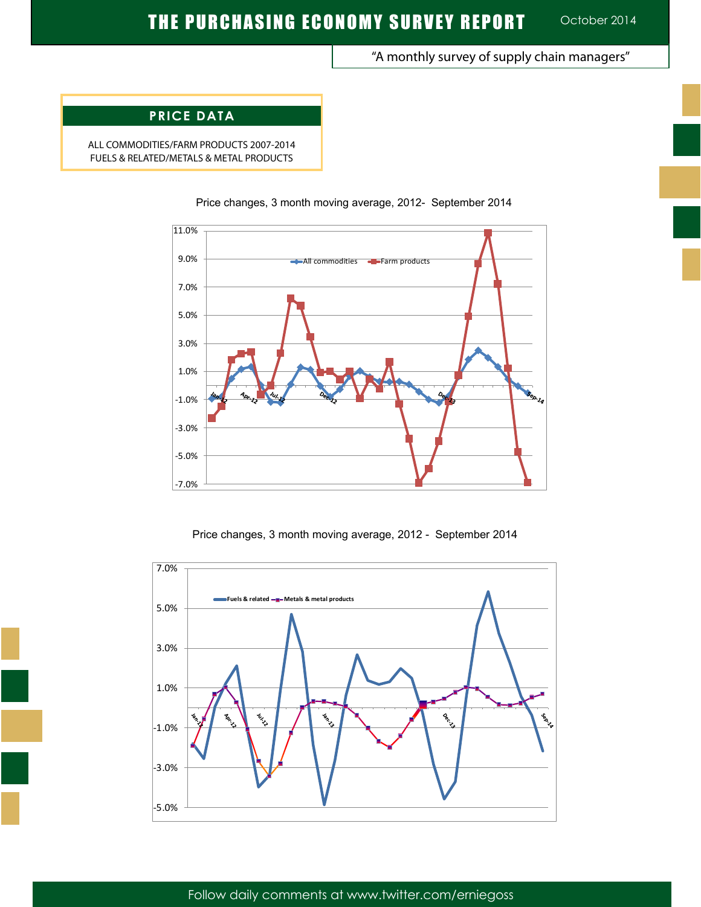# THE PURCHASING ECONOMY SURVEY REPORT

October 2014

"A monthly survey of supply chain managers"

## PRICE DATA

ALL COMMODITIES/FARM PRODUCTS 2007-2014
FUELS & RELATED/METALS & METAL PRODUCTS

Price changes, 3 month moving average, 2012- September 2014

11.0%
9.0%
7.0%
5.0%
3.0%
1.0%
-1.0%
-3.0%
-5.0%
-7.0%

All commodities
Farm products

Jan-12
Apr-12
Jul-12
Dec-12
Dec-13
Sep-14

Price changes, 3 month moving average, 2012 - September 2014

7.0%
5.0%
3.0%
1.0%
-1.0%
-3.0%
-5.0%

Fuels & related
Metals & metal products

Jan-12
Apr-12
Jul-12
Jan-13
Dec-13
Sep-14

Follow daily comments at www.twitter.com/erniegoss